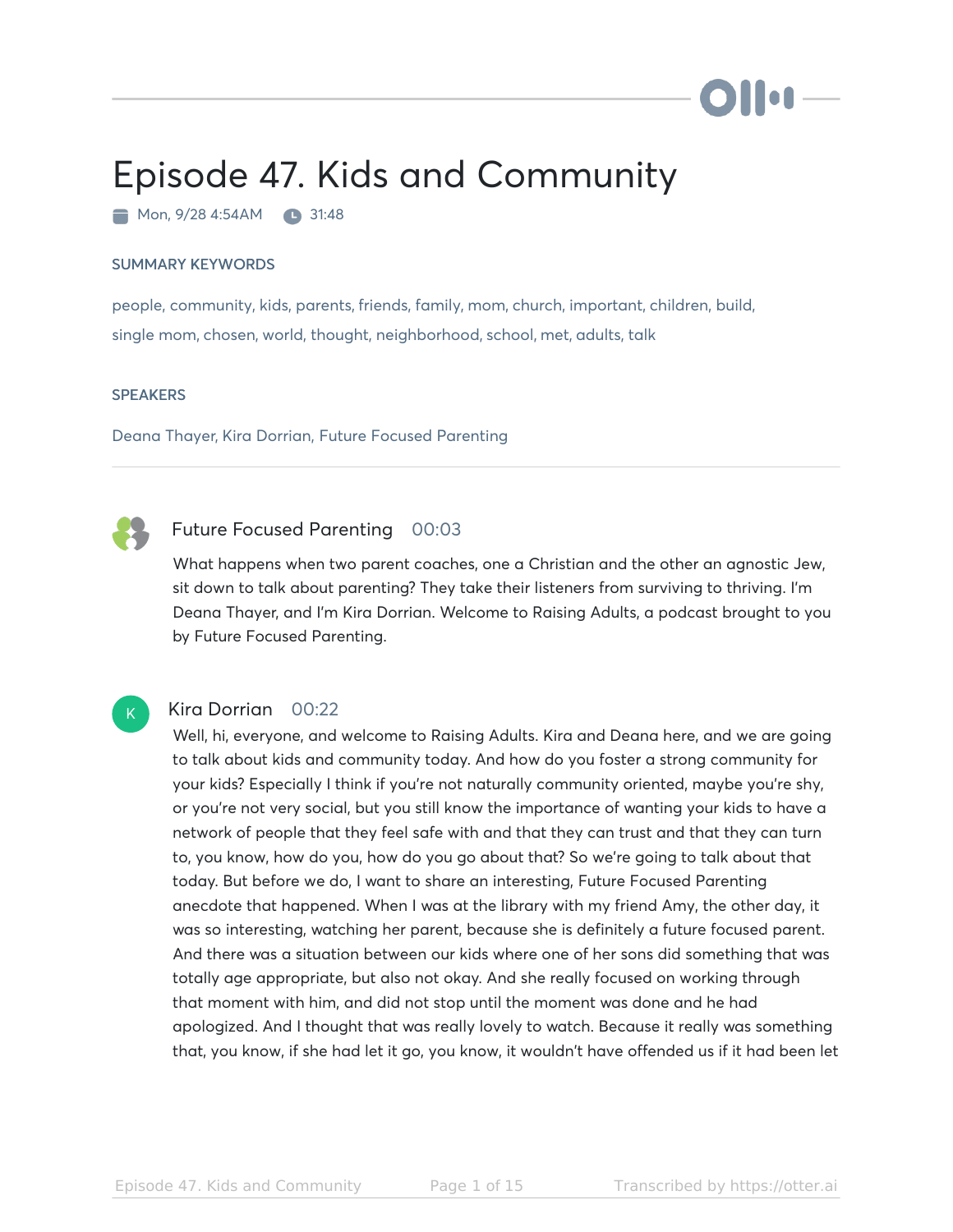# Episode 47. Kids and Community

Mon, 9/28 4:54AM   31:48

### SUMMARY KEYWORDS

people, community, kids, parents, friends, family, mom, church, important, children, build, single mom, chosen, world, thought, neighborhood, school, met, adults, talk

### SPEAKERS

Deana Thayer, Kira Dorrian, Future Focused Parenting

---

**Future Focused Parenting** 00:03

What happens when two parent coaches, one a Christian and the other an agnostic Jew, sit down to talk about parenting? They take their listeners from surviving to thriving. I'm Deana Thayer, and I'm Kira Dorrian. Welcome to Raising Adults, a podcast brought to you by Future Focused Parenting.

**Kira Dorrian** 00:22

Well, hi, everyone, and welcome to Raising Adults. Kira and Deana here, and we are going to talk about kids and community today. And how do you foster a strong community for your kids? Especially I think if you're not naturally community oriented, maybe you're shy, or you're not very social, but you still know the importance of wanting your kids to have a network of people that they feel safe with and that they can trust and that they can turn to, you know, how do you, how do you go about that? So we're going to talk about that today. But before we do, I want to share an interesting, Future Focused Parenting anecdote that happened. When I was at the library with my friend Amy, the other day, it was so interesting, watching her parent, because she is definitely a future focused parent. And there was a situation between our kids where one of her sons did something that was totally age appropriate, but also not okay. And she really focused on working through that moment with him, and did not stop until the moment was done and he had apologized. And I thought that was really lovely to watch. Because it really was something that, you know, if she had let it go, you know, it wouldn't have offended us if it had been let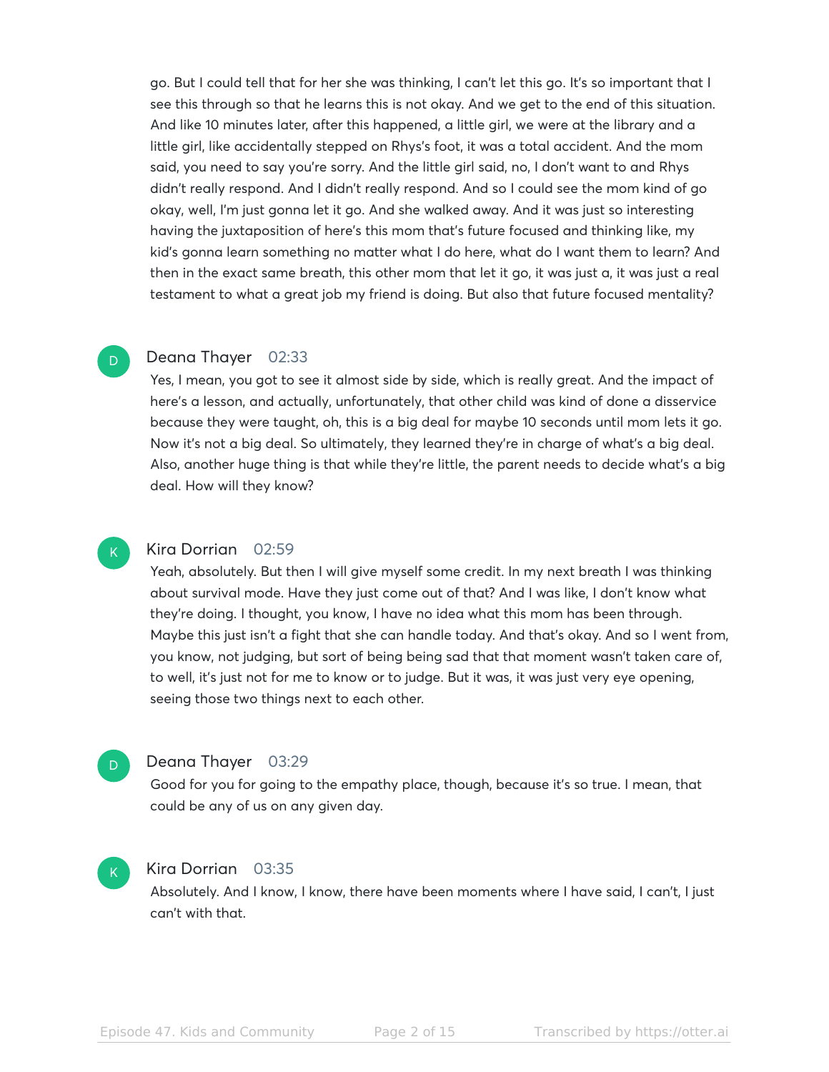go. But I could tell that for her she was thinking, I can't let this go. It's so important that I see this through so that he learns this is not okay. And we get to the end of this situation. And like 10 minutes later, after this happened, a little girl, we were at the library and a little girl, like accidentally stepped on Rhys's foot, it was a total accident. And the mom said, you need to say you're sorry. And the little girl said, no, I don't want to and Rhys didn't really respond. And I didn't really respond. And so I could see the mom kind of go okay, well, I'm just gonna let it go. And she walked away. And it was just so interesting having the juxtaposition of here's this mom that's future focused and thinking like, my kid's gonna learn something no matter what I do here, what do I want them to learn? And then in the exact same breath, this other mom that let it go, it was just a, it was just a real testament to what a great job my friend is doing. But also that future focused mentality?

**Deana Thayer** 02:33

Yes, I mean, you got to see it almost side by side, which is really great. And the impact of here's a lesson, and actually, unfortunately, that other child was kind of done a disservice because they were taught, oh, this is a big deal for maybe 10 seconds until mom lets it go. Now it's not a big deal. So ultimately, they learned they're in charge of what's a big deal. Also, another huge thing is that while they're little, the parent needs to decide what's a big deal. How will they know?

**Kira Dorrian** 02:59

Yeah, absolutely. But then I will give myself some credit. In my next breath I was thinking about survival mode. Have they just come out of that? And I was like, I don't know what they're doing. I thought, you know, I have no idea what this mom has been through. Maybe this just isn't a fight that she can handle today. And that's okay. And so I went from, you know, not judging, but sort of being being sad that that moment wasn't taken care of, to well, it's just not for me to know or to judge. But it was, it was just very eye opening, seeing those two things next to each other.

**Deana Thayer** 03:29

Good for you for going to the empathy place, though, because it's so true. I mean, that could be any of us on any given day.

**Kira Dorrian** 03:35

Absolutely. And I know, I know, there have been moments where I have said, I can't, I just can't with that.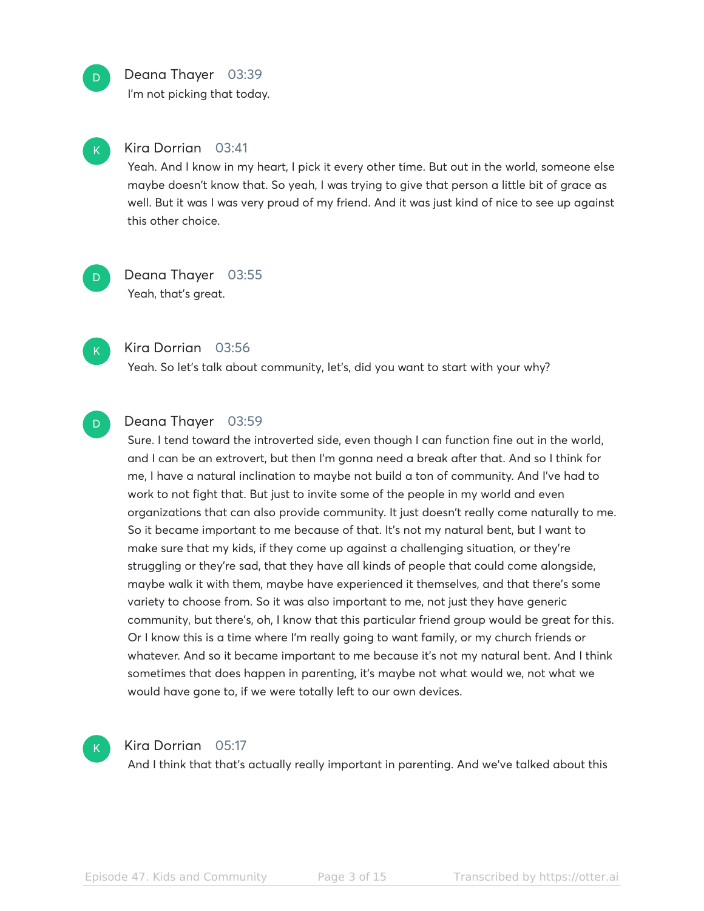**Deana Thayer** 03:39

I'm not picking that today.

**Kira Dorrian** 03:41

Yeah. And I know in my heart, I pick it every other time. But out in the world, someone else maybe doesn't know that. So yeah, I was trying to give that person a little bit of grace as well. But it was I was very proud of my friend. And it was just kind of nice to see up against this other choice.

**Deana Thayer** 03:55

Yeah, that's great.

**Kira Dorrian** 03:56

Yeah. So let's talk about community, let's, did you want to start with your why?

**Deana Thayer** 03:59

Sure. I tend toward the introverted side, even though I can function fine out in the world, and I can be an extrovert, but then I'm gonna need a break after that. And so I think for me, I have a natural inclination to maybe not build a ton of community. And I've had to work to not fight that. But just to invite some of the people in my world and even organizations that can also provide community. It just doesn't really come naturally to me. So it became important to me because of that. It's not my natural bent, but I want to make sure that my kids, if they come up against a challenging situation, or they're struggling or they're sad, that they have all kinds of people that could come alongside, maybe walk it with them, maybe have experienced it themselves, and that there's some variety to choose from. So it was also important to me, not just they have generic community, but there's, oh, I know that this particular friend group would be great for this. Or I know this is a time where I'm really going to want family, or my church friends or whatever. And so it became important to me because it's not my natural bent. And I think sometimes that does happen in parenting, it's maybe not what would we, not what we would have gone to, if we were totally left to our own devices.

**Kira Dorrian** 05:17

And I think that that's actually really important in parenting. And we've talked about this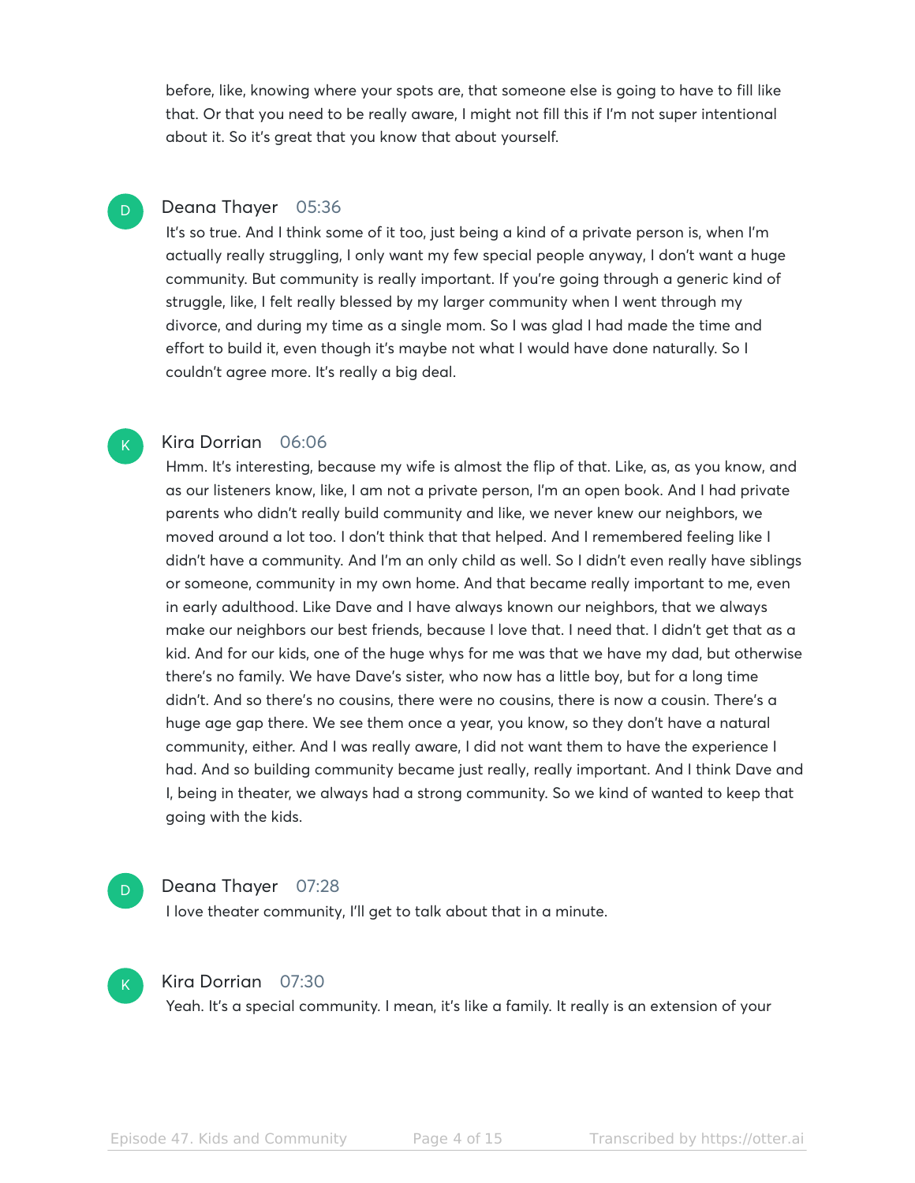before, like, knowing where your spots are, that someone else is going to have to fill like that. Or that you need to be really aware, I might not fill this if I'm not super intentional about it. So it's great that you know that about yourself.

**Deana Thayer** 05:36

It's so true. And I think some of it too, just being a kind of a private person is, when I'm actually really struggling, I only want my few special people anyway, I don't want a huge community. But community is really important. If you're going through a generic kind of struggle, like, I felt really blessed by my larger community when I went through my divorce, and during my time as a single mom. So I was glad I had made the time and effort to build it, even though it's maybe not what I would have done naturally. So I couldn't agree more. It's really a big deal.

**Kira Dorrian** 06:06

Hmm. It's interesting, because my wife is almost the flip of that. Like, as, as you know, and as our listeners know, like, I am not a private person, I'm an open book. And I had private parents who didn't really build community and like, we never knew our neighbors, we moved around a lot too. I don't think that that helped. And I remembered feeling like I didn't have a community. And I'm an only child as well. So I didn't even really have siblings or someone, community in my own home. And that became really important to me, even in early adulthood. Like Dave and I have always known our neighbors, that we always make our neighbors our best friends, because I love that. I need that. I didn't get that as a kid. And for our kids, one of the huge whys for me was that we have my dad, but otherwise there's no family. We have Dave's sister, who now has a little boy, but for a long time didn't. And so there's no cousins, there were no cousins, there is now a cousin. There's a huge age gap there. We see them once a year, you know, so they don't have a natural community, either. And I was really aware, I did not want them to have the experience I had. And so building community became just really, really important. And I think Dave and I, being in theater, we always had a strong community. So we kind of wanted to keep that going with the kids.

**Deana Thayer** 07:28

I love theater community, I'll get to talk about that in a minute.

**Kira Dorrian** 07:30

Yeah. It's a special community. I mean, it's like a family. It really is an extension of your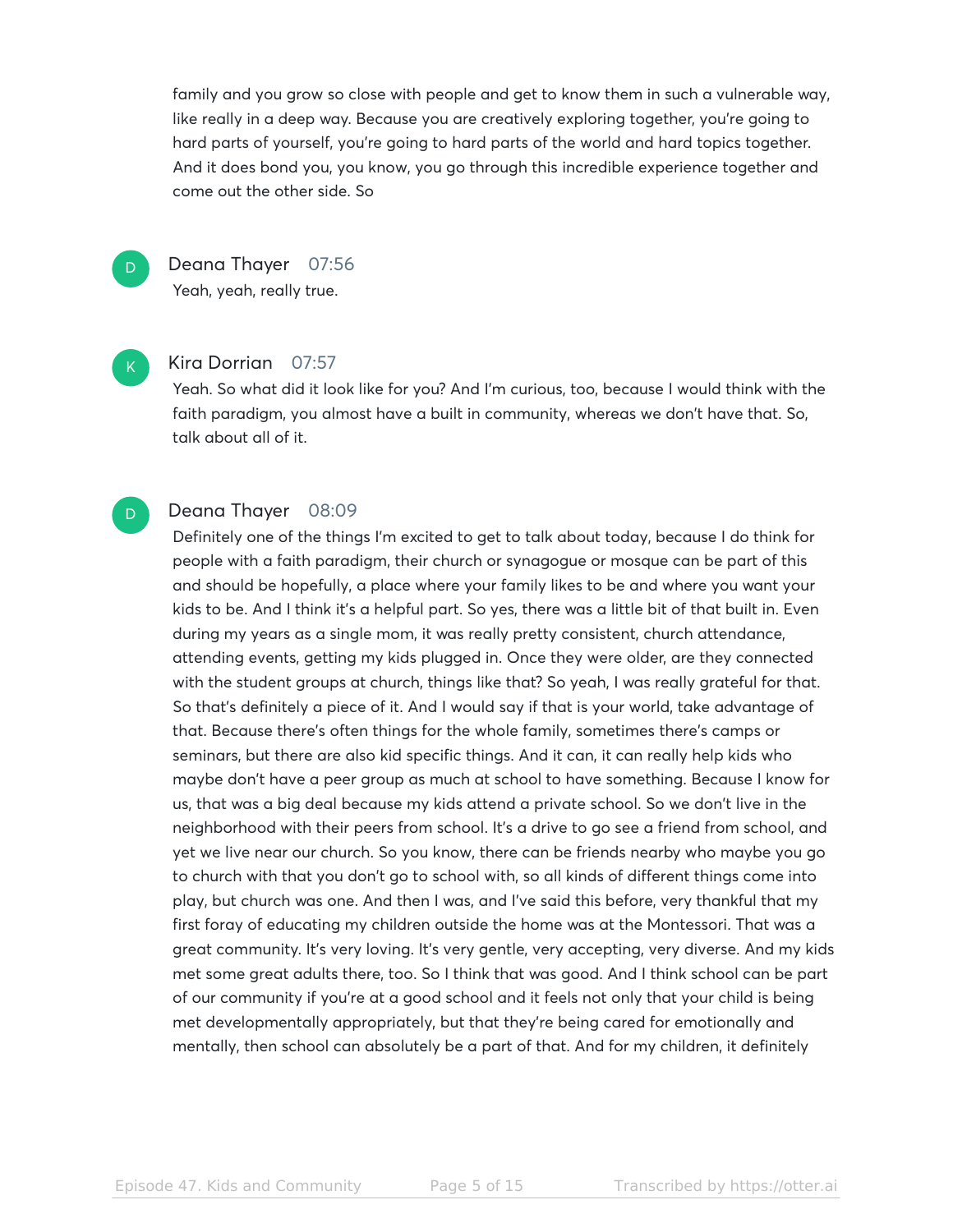family and you grow so close with people and get to know them in such a vulnerable way, like really in a deep way. Because you are creatively exploring together, you're going to hard parts of yourself, you're going to hard parts of the world and hard topics together. And it does bond you, you know, you go through this incredible experience together and come out the other side. So

**Deana Thayer** 07:56

Yeah, yeah, really true.

**Kira Dorrian** 07:57

Yeah. So what did it look like for you? And I'm curious, too, because I would think with the faith paradigm, you almost have a built in community, whereas we don't have that. So, talk about all of it.

**Deana Thayer** 08:09

Definitely one of the things I'm excited to get to talk about today, because I do think for people with a faith paradigm, their church or synagogue or mosque can be part of this and should be hopefully, a place where your family likes to be and where you want your kids to be. And I think it's a helpful part. So yes, there was a little bit of that built in. Even during my years as a single mom, it was really pretty consistent, church attendance, attending events, getting my kids plugged in. Once they were older, are they connected with the student groups at church, things like that? So yeah, I was really grateful for that. So that's definitely a piece of it. And I would say if that is your world, take advantage of that. Because there's often things for the whole family, sometimes there's camps or seminars, but there are also kid specific things. And it can, it can really help kids who maybe don't have a peer group as much at school to have something. Because I know for us, that was a big deal because my kids attend a private school. So we don't live in the neighborhood with their peers from school. It's a drive to go see a friend from school, and yet we live near our church. So you know, there can be friends nearby who maybe you go to church with that you don't go to school with, so all kinds of different things come into play, but church was one. And then I was, and I've said this before, very thankful that my first foray of educating my children outside the home was at the Montessori. That was a great community. It's very loving. It's very gentle, very accepting, very diverse. And my kids met some great adults there, too. So I think that was good. And I think school can be part of our community if you're at a good school and it feels not only that your child is being met developmentally appropriately, but that they're being cared for emotionally and mentally, then school can absolutely be a part of that. And for my children, it definitely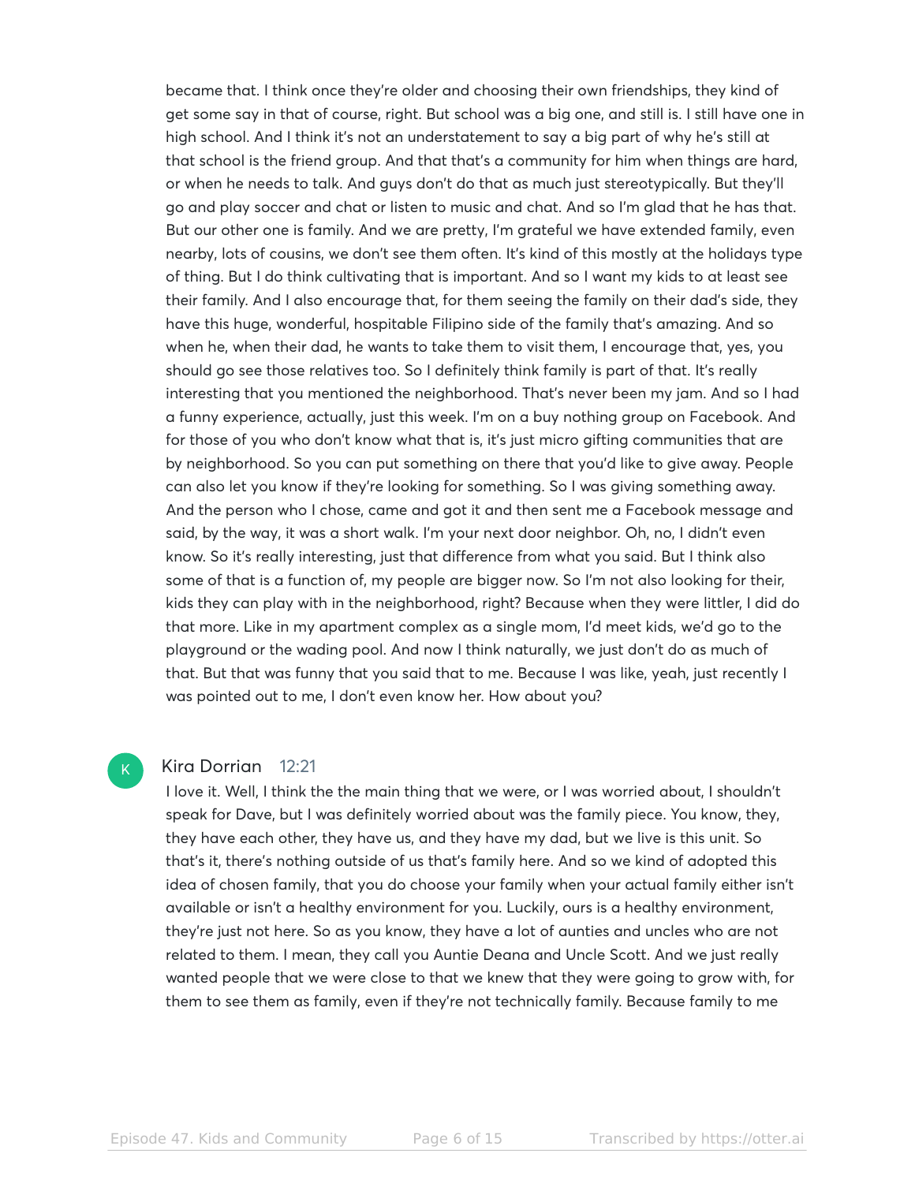became that. I think once they're older and choosing their own friendships, they kind of get some say in that of course, right. But school was a big one, and still is. I still have one in high school. And I think it's not an understatement to say a big part of why he's still at that school is the friend group. And that that's a community for him when things are hard, or when he needs to talk. And guys don't do that as much just stereotypically. But they'll go and play soccer and chat or listen to music and chat. And so I'm glad that he has that. But our other one is family. And we are pretty, I'm grateful we have extended family, even nearby, lots of cousins, we don't see them often. It's kind of this mostly at the holidays type of thing. But I do think cultivating that is important. And so I want my kids to at least see their family. And I also encourage that, for them seeing the family on their dad's side, they have this huge, wonderful, hospitable Filipino side of the family that's amazing. And so when he, when their dad, he wants to take them to visit them, I encourage that, yes, you should go see those relatives too. So I definitely think family is part of that. It's really interesting that you mentioned the neighborhood. That's never been my jam. And so I had a funny experience, actually, just this week. I'm on a buy nothing group on Facebook. And for those of you who don't know what that is, it's just micro gifting communities that are by neighborhood. So you can put something on there that you'd like to give away. People can also let you know if they're looking for something. So I was giving something away. And the person who I chose, came and got it and then sent me a Facebook message and said, by the way, it was a short walk. I'm your next door neighbor. Oh, no, I didn't even know. So it's really interesting, just that difference from what you said. But I think also some of that is a function of, my people are bigger now. So I'm not also looking for their, kids they can play with in the neighborhood, right? Because when they were littler, I did do that more. Like in my apartment complex as a single mom, I'd meet kids, we'd go to the playground or the wading pool. And now I think naturally, we just don't do as much of that. But that was funny that you said that to me. Because I was like, yeah, just recently I was pointed out to me, I don't even know her. How about you?

**Kira Dorrian** 12:21

I love it. Well, I think the the main thing that we were, or I was worried about, I shouldn't speak for Dave, but I was definitely worried about was the family piece. You know, they, they have each other, they have us, and they have my dad, but we live is this unit. So that's it, there's nothing outside of us that's family here. And so we kind of adopted this idea of chosen family, that you do choose your family when your actual family either isn't available or isn't a healthy environment for you. Luckily, ours is a healthy environment, they're just not here. So as you know, they have a lot of aunties and uncles who are not related to them. I mean, they call you Auntie Deana and Uncle Scott. And we just really wanted people that we were close to that we knew that they were going to grow with, for them to see them as family, even if they're not technically family. Because family to me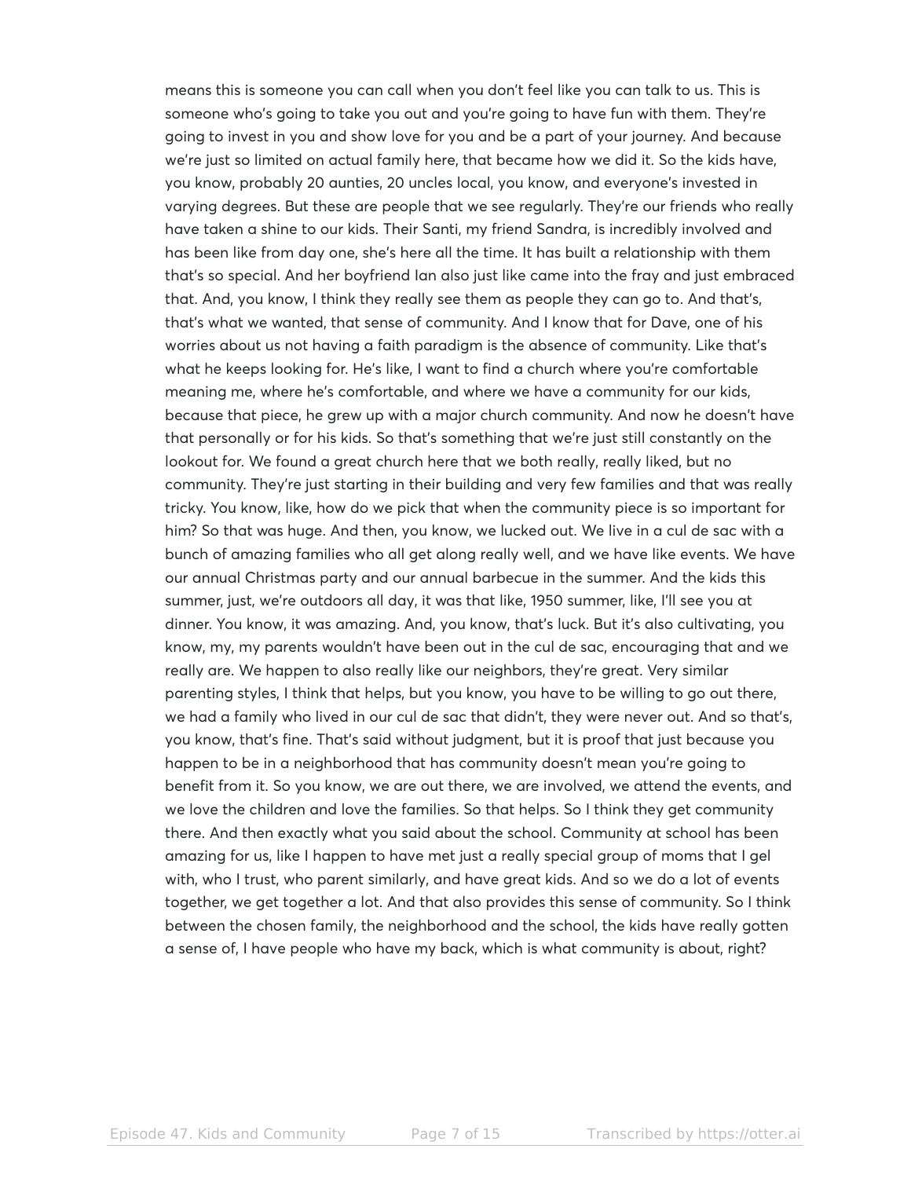means this is someone you can call when you don't feel like you can talk to us. This is someone who's going to take you out and you're going to have fun with them. They're going to invest in you and show love for you and be a part of your journey. And because we're just so limited on actual family here, that became how we did it. So the kids have, you know, probably 20 aunties, 20 uncles local, you know, and everyone's invested in varying degrees. But these are people that we see regularly. They're our friends who really have taken a shine to our kids. Their Santi, my friend Sandra, is incredibly involved and has been like from day one, she's here all the time. It has built a relationship with them that's so special. And her boyfriend Ian also just like came into the fray and just embraced that. And, you know, I think they really see them as people they can go to. And that's, that's what we wanted, that sense of community. And I know that for Dave, one of his worries about us not having a faith paradigm is the absence of community. Like that's what he keeps looking for. He's like, I want to find a church where you're comfortable meaning me, where he's comfortable, and where we have a community for our kids, because that piece, he grew up with a major church community. And now he doesn't have that personally or for his kids. So that's something that we're just still constantly on the lookout for. We found a great church here that we both really, really liked, but no community. They're just starting in their building and very few families and that was really tricky. You know, like, how do we pick that when the community piece is so important for him? So that was huge. And then, you know, we lucked out. We live in a cul de sac with a bunch of amazing families who all get along really well, and we have like events. We have our annual Christmas party and our annual barbecue in the summer. And the kids this summer, just, we're outdoors all day, it was that like, 1950 summer, like, I'll see you at dinner. You know, it was amazing. And, you know, that's luck. But it's also cultivating, you know, my, my parents wouldn't have been out in the cul de sac, encouraging that and we really are. We happen to also really like our neighbors, they're great. Very similar parenting styles, I think that helps, but you know, you have to be willing to go out there, we had a family who lived in our cul de sac that didn't, they were never out. And so that's, you know, that's fine. That's said without judgment, but it is proof that just because you happen to be in a neighborhood that has community doesn't mean you're going to benefit from it. So you know, we are out there, we are involved, we attend the events, and we love the children and love the families. So that helps. So I think they get community there. And then exactly what you said about the school. Community at school has been amazing for us, like I happen to have met just a really special group of moms that I gel with, who I trust, who parent similarly, and have great kids. And so we do a lot of events together, we get together a lot. And that also provides this sense of community. So I think between the chosen family, the neighborhood and the school, the kids have really gotten a sense of, I have people who have my back, which is what community is about, right?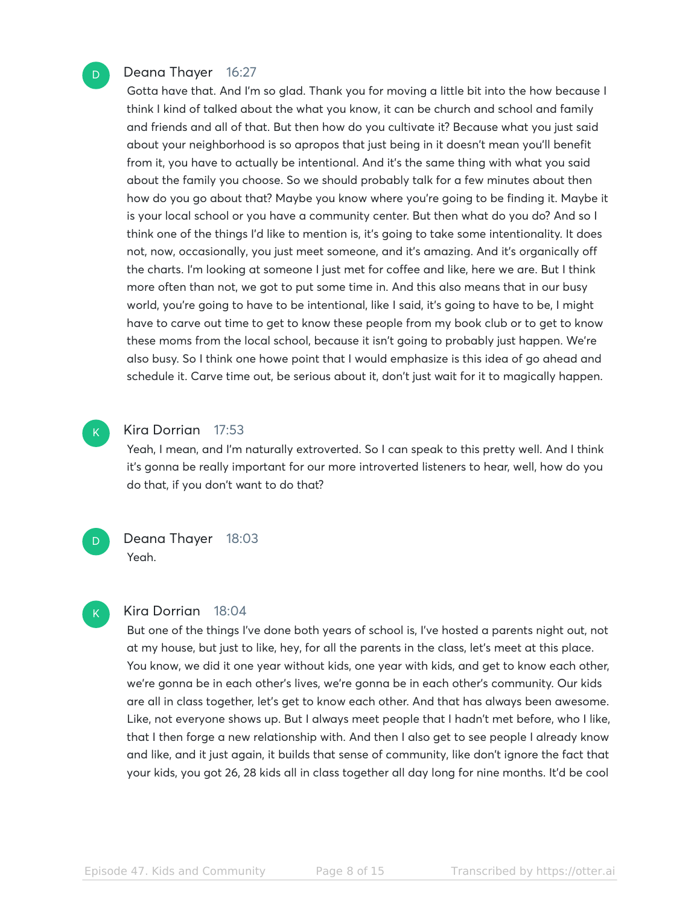**Deana Thayer** 16:27

Gotta have that. And I'm so glad. Thank you for moving a little bit into the how because I think I kind of talked about the what you know, it can be church and school and family and friends and all of that. But then how do you cultivate it? Because what you just said about your neighborhood is so apropos that just being in it doesn't mean you'll benefit from it, you have to actually be intentional. And it's the same thing with what you said about the family you choose. So we should probably talk for a few minutes about then how do you go about that? Maybe you know where you're going to be finding it. Maybe it is your local school or you have a community center. But then what do you do? And so I think one of the things I'd like to mention is, it's going to take some intentionality. It does not, now, occasionally, you just meet someone, and it's amazing. And it's organically off the charts. I'm looking at someone I just met for coffee and like, here we are. But I think more often than not, we got to put some time in. And this also means that in our busy world, you're going to have to be intentional, like I said, it's going to have to be, I might have to carve out time to get to know these people from my book club or to get to know these moms from the local school, because it isn't going to probably just happen. We're also busy. So I think one howe point that I would emphasize is this idea of go ahead and schedule it. Carve time out, be serious about it, don't just wait for it to magically happen.

**Kira Dorrian** 17:53

Yeah, I mean, and I'm naturally extroverted. So I can speak to this pretty well. And I think it's gonna be really important for our more introverted listeners to hear, well, how do you do that, if you don't want to do that?

**Deana Thayer** 18:03

Yeah.

**Kira Dorrian** 18:04

But one of the things I've done both years of school is, I've hosted a parents night out, not at my house, but just to like, hey, for all the parents in the class, let's meet at this place. You know, we did it one year without kids, one year with kids, and get to know each other, we're gonna be in each other's lives, we're gonna be in each other's community. Our kids are all in class together, let's get to know each other. And that has always been awesome. Like, not everyone shows up. But I always meet people that I hadn't met before, who I like, that I then forge a new relationship with. And then I also get to see people I already know and like, and it just again, it builds that sense of community, like don't ignore the fact that your kids, you got 26, 28 kids all in class together all day long for nine months. It'd be cool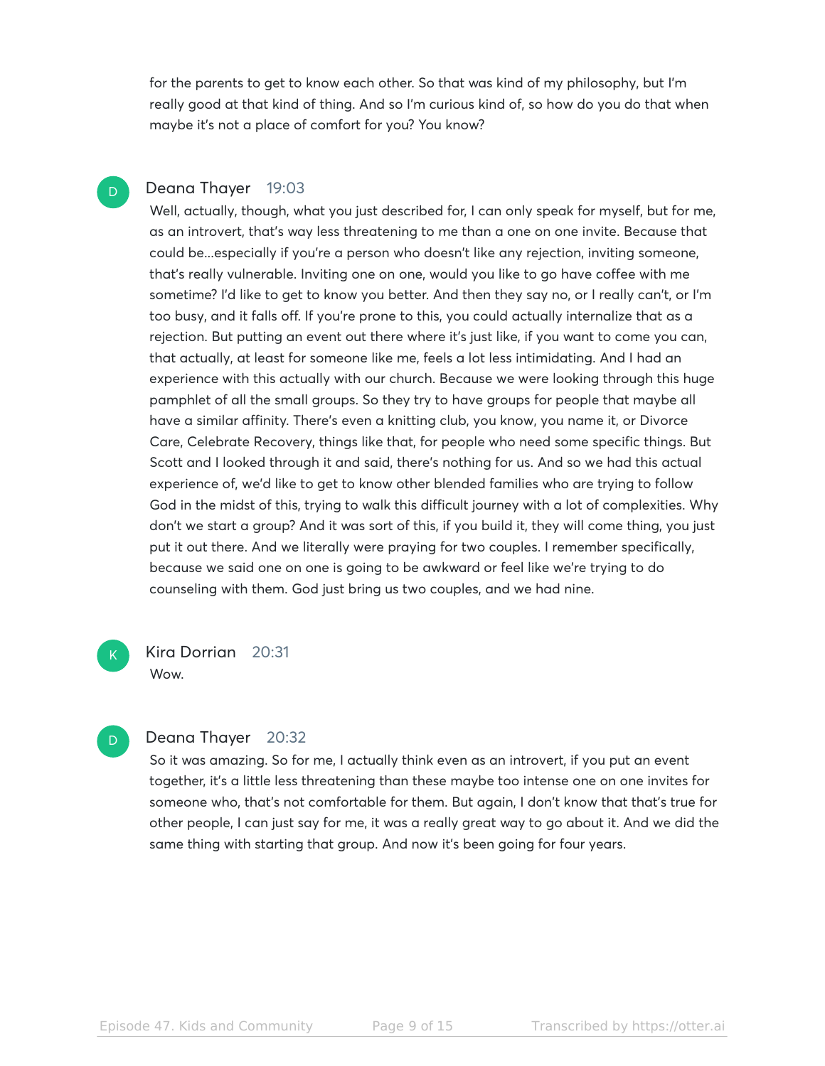for the parents to get to know each other. So that was kind of my philosophy, but I'm really good at that kind of thing. And so I'm curious kind of, so how do you do that when maybe it's not a place of comfort for you? You know?

**Deana Thayer** 19:03

Well, actually, though, what you just described for, I can only speak for myself, but for me, as an introvert, that's way less threatening to me than a one on one invite. Because that could be...especially if you're a person who doesn't like any rejection, inviting someone, that's really vulnerable. Inviting one on one, would you like to go have coffee with me sometime? I'd like to get to know you better. And then they say no, or I really can't, or I'm too busy, and it falls off. If you're prone to this, you could actually internalize that as a rejection. But putting an event out there where it's just like, if you want to come you can, that actually, at least for someone like me, feels a lot less intimidating. And I had an experience with this actually with our church. Because we were looking through this huge pamphlet of all the small groups. So they try to have groups for people that maybe all have a similar affinity. There's even a knitting club, you know, you name it, or Divorce Care, Celebrate Recovery, things like that, for people who need some specific things. But Scott and I looked through it and said, there's nothing for us. And so we had this actual experience of, we'd like to get to know other blended families who are trying to follow God in the midst of this, trying to walk this difficult journey with a lot of complexities. Why don't we start a group? And it was sort of this, if you build it, they will come thing, you just put it out there. And we literally were praying for two couples. I remember specifically, because we said one on one is going to be awkward or feel like we're trying to do counseling with them. God just bring us two couples, and we had nine.

**Kira Dorrian** 20:31

Wow.

**Deana Thayer** 20:32

So it was amazing. So for me, I actually think even as an introvert, if you put an event together, it's a little less threatening than these maybe too intense one on one invites for someone who, that's not comfortable for them. But again, I don't know that that's true for other people, I can just say for me, it was a really great way to go about it. And we did the same thing with starting that group. And now it's been going for four years.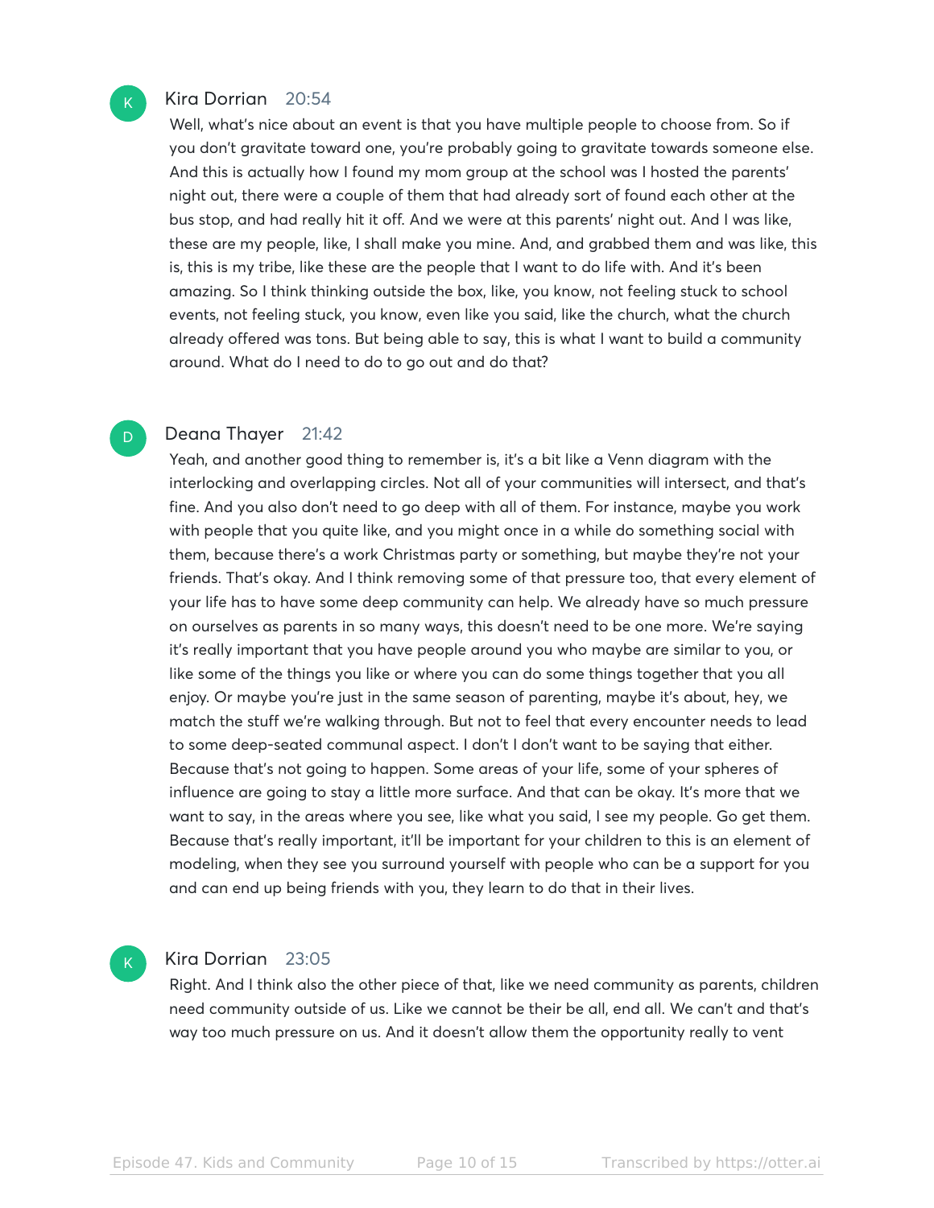**Kira Dorrian** 20:54

Well, what's nice about an event is that you have multiple people to choose from. So if you don't gravitate toward one, you're probably going to gravitate towards someone else. And this is actually how I found my mom group at the school was I hosted the parents' night out, there were a couple of them that had already sort of found each other at the bus stop, and had really hit it off. And we were at this parents' night out. And I was like, these are my people, like, I shall make you mine. And, and grabbed them and was like, this is, this is my tribe, like these are the people that I want to do life with. And it's been amazing. So I think thinking outside the box, like, you know, not feeling stuck to school events, not feeling stuck, you know, even like you said, like the church, what the church already offered was tons. But being able to say, this is what I want to build a community around. What do I need to do to go out and do that?

**Deana Thayer** 21:42

Yeah, and another good thing to remember is, it's a bit like a Venn diagram with the interlocking and overlapping circles. Not all of your communities will intersect, and that's fine. And you also don't need to go deep with all of them. For instance, maybe you work with people that you quite like, and you might once in a while do something social with them, because there's a work Christmas party or something, but maybe they're not your friends. That's okay. And I think removing some of that pressure too, that every element of your life has to have some deep community can help. We already have so much pressure on ourselves as parents in so many ways, this doesn't need to be one more. We're saying it's really important that you have people around you who maybe are similar to you, or like some of the things you like or where you can do some things together that you all enjoy. Or maybe you're just in the same season of parenting, maybe it's about, hey, we match the stuff we're walking through. But not to feel that every encounter needs to lead to some deep-seated communal aspect. I don't I don't want to be saying that either. Because that's not going to happen. Some areas of your life, some of your spheres of influence are going to stay a little more surface. And that can be okay. It's more that we want to say, in the areas where you see, like what you said, I see my people. Go get them. Because that's really important, it'll be important for your children to this is an element of modeling, when they see you surround yourself with people who can be a support for you and can end up being friends with you, they learn to do that in their lives.

**Kira Dorrian** 23:05

Right. And I think also the other piece of that, like we need community as parents, children need community outside of us. Like we cannot be their be all, end all. We can't and that's way too much pressure on us. And it doesn't allow them the opportunity really to vent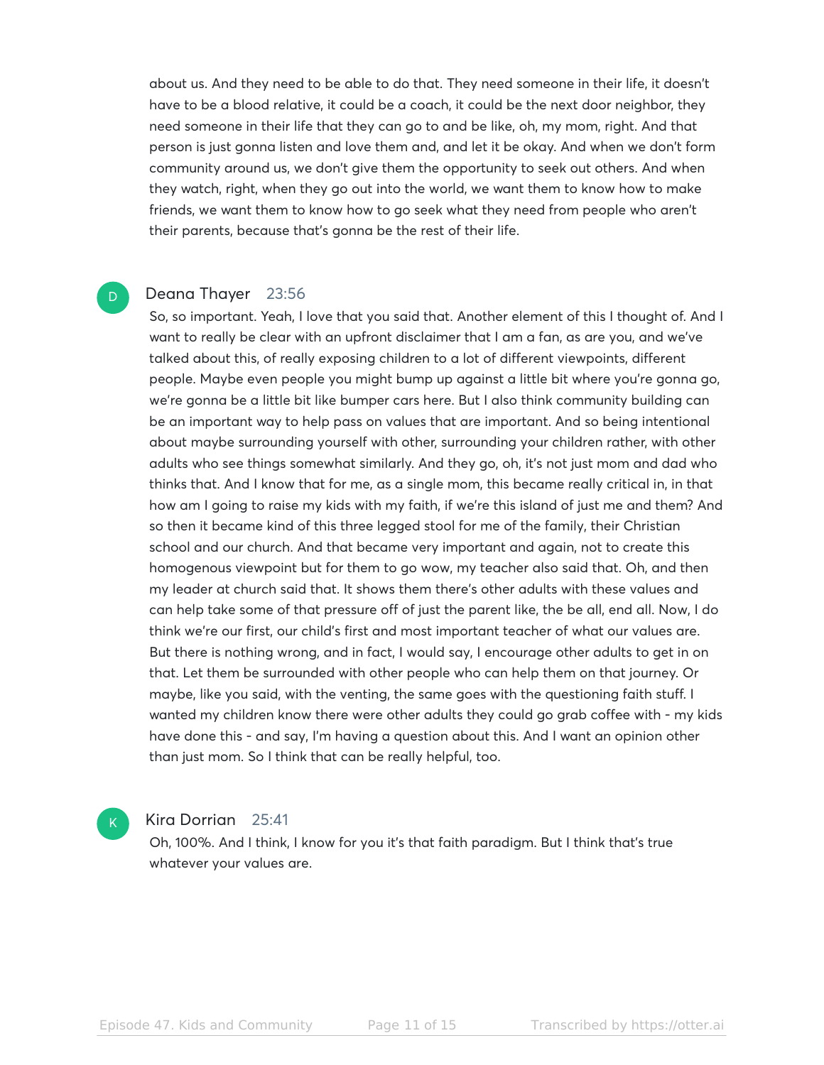about us. And they need to be able to do that. They need someone in their life, it doesn't have to be a blood relative, it could be a coach, it could be the next door neighbor, they need someone in their life that they can go to and be like, oh, my mom, right. And that person is just gonna listen and love them and, and let it be okay. And when we don't form community around us, we don't give them the opportunity to seek out others. And when they watch, right, when they go out into the world, we want them to know how to make friends, we want them to know how to go seek what they need from people who aren't their parents, because that's gonna be the rest of their life.

D

**Deana Thayer** 23:56

So, so important. Yeah, I love that you said that. Another element of this I thought of. And I want to really be clear with an upfront disclaimer that I am a fan, as are you, and we've talked about this, of really exposing children to a lot of different viewpoints, different people. Maybe even people you might bump up against a little bit where you're gonna go, we're gonna be a little bit like bumper cars here. But I also think community building can be an important way to help pass on values that are important. And so being intentional about maybe surrounding yourself with other, surrounding your children rather, with other adults who see things somewhat similarly. And they go, oh, it's not just mom and dad who thinks that. And I know that for me, as a single mom, this became really critical in, in that how am I going to raise my kids with my faith, if we're this island of just me and them? And so then it became kind of this three legged stool for me of the family, their Christian school and our church. And that became very important and again, not to create this homogenous viewpoint but for them to go wow, my teacher also said that. Oh, and then my leader at church said that. It shows them there's other adults with these values and can help take some of that pressure off of just the parent like, the be all, end all. Now, I do think we're our first, our child's first and most important teacher of what our values are. But there is nothing wrong, and in fact, I would say, I encourage other adults to get in on that. Let them be surrounded with other people who can help them on that journey. Or maybe, like you said, with the venting, the same goes with the questioning faith stuff. I wanted my children know there were other adults they could go grab coffee with - my kids have done this - and say, I'm having a question about this. And I want an opinion other than just mom. So I think that can be really helpful, too.

K

**Kira Dorrian** 25:41

Oh, 100%. And I think, I know for you it's that faith paradigm. But I think that's true whatever your values are.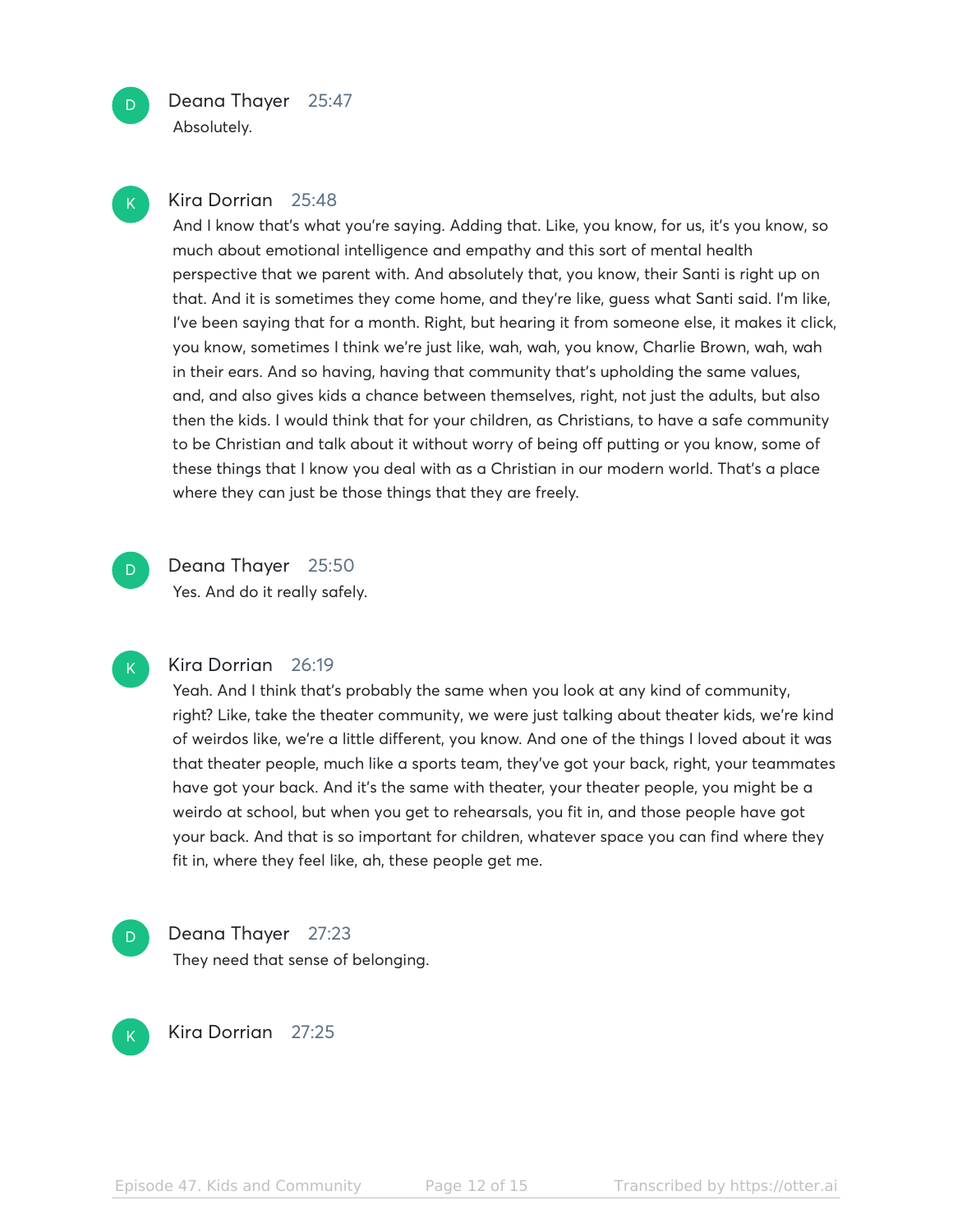**Deana Thayer** 25:47
Absolutely.

**Kira Dorrian** 25:48
And I know that's what you're saying. Adding that. Like, you know, for us, it's you know, so much about emotional intelligence and empathy and this sort of mental health perspective that we parent with. And absolutely that, you know, their Santi is right up on that. And it is sometimes they come home, and they're like, guess what Santi said. I'm like, I've been saying that for a month. Right, but hearing it from someone else, it makes it click, you know, sometimes I think we're just like, wah, wah, you know, Charlie Brown, wah, wah in their ears. And so having, having that community that's upholding the same values, and, and also gives kids a chance between themselves, right, not just the adults, but also then the kids. I would think that for your children, as Christians, to have a safe community to be Christian and talk about it without worry of being off putting or you know, some of these things that I know you deal with as a Christian in our modern world. That's a place where they can just be those things that they are freely.

**Deana Thayer** 25:50
Yes. And do it really safely.

**Kira Dorrian** 26:19
Yeah. And I think that's probably the same when you look at any kind of community, right? Like, take the theater community, we were just talking about theater kids, we're kind of weirdos like, we're a little different, you know. And one of the things I loved about it was that theater people, much like a sports team, they've got your back, right, your teammates have got your back. And it's the same with theater, your theater people, you might be a weirdo at school, but when you get to rehearsals, you fit in, and those people have got your back. And that is so important for children, whatever space you can find where they fit in, where they feel like, ah, these people get me.

**Deana Thayer** 27:23
They need that sense of belonging.

**Kira Dorrian** 27:25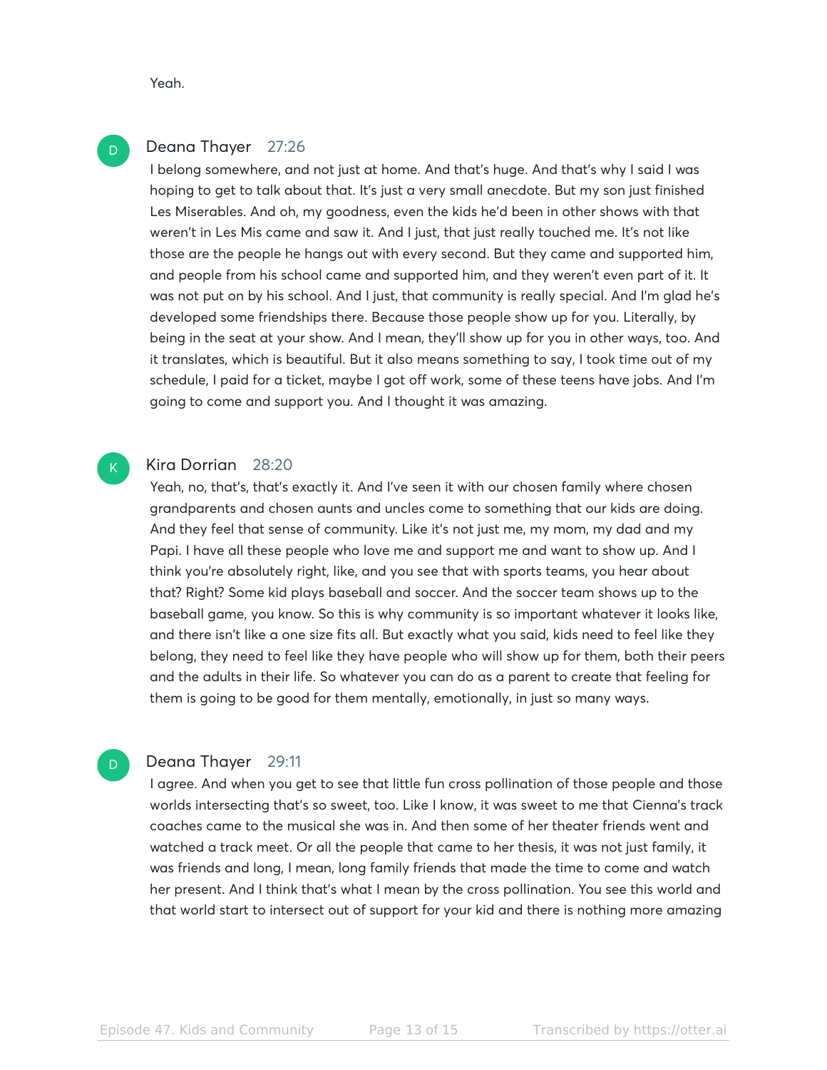Yeah.

**Deana Thayer** 27:26

I belong somewhere, and not just at home. And that's huge. And that's why I said I was hoping to get to talk about that. It's just a very small anecdote. But my son just finished Les Miserables. And oh, my goodness, even the kids he'd been in other shows with that weren't in Les Mis came and saw it. And I just, that just really touched me. It's not like those are the people he hangs out with every second. But they came and supported him, and people from his school came and supported him, and they weren't even part of it. It was not put on by his school. And I just, that community is really special. And I'm glad he's developed some friendships there. Because those people show up for you. Literally, by being in the seat at your show. And I mean, they'll show up for you in other ways, too. And it translates, which is beautiful. But it also means something to say, I took time out of my schedule, I paid for a ticket, maybe I got off work, some of these teens have jobs. And I'm going to come and support you. And I thought it was amazing.

**Kira Dorrian** 28:20

Yeah, no, that's, that's exactly it. And I've seen it with our chosen family where chosen grandparents and chosen aunts and uncles come to something that our kids are doing. And they feel that sense of community. Like it's not just me, my mom, my dad and my Papi. I have all these people who love me and support me and want to show up. And I think you're absolutely right, like, and you see that with sports teams, you hear about that? Right? Some kid plays baseball and soccer. And the soccer team shows up to the baseball game, you know. So this is why community is so important whatever it looks like, and there isn't like a one size fits all. But exactly what you said, kids need to feel like they belong, they need to feel like they have people who will show up for them, both their peers and the adults in their life. So whatever you can do as a parent to create that feeling for them is going to be good for them mentally, emotionally, in just so many ways.

**Deana Thayer** 29:11

I agree. And when you get to see that little fun cross pollination of those people and those worlds intersecting that's so sweet, too. Like I know, it was sweet to me that Cienna's track coaches came to the musical she was in. And then some of her theater friends went and watched a track meet. Or all the people that came to her thesis, it was not just family, it was friends and long, I mean, long family friends that made the time to come and watch her present. And I think that's what I mean by the cross pollination. You see this world and that world start to intersect out of support for your kid and there is nothing more amazing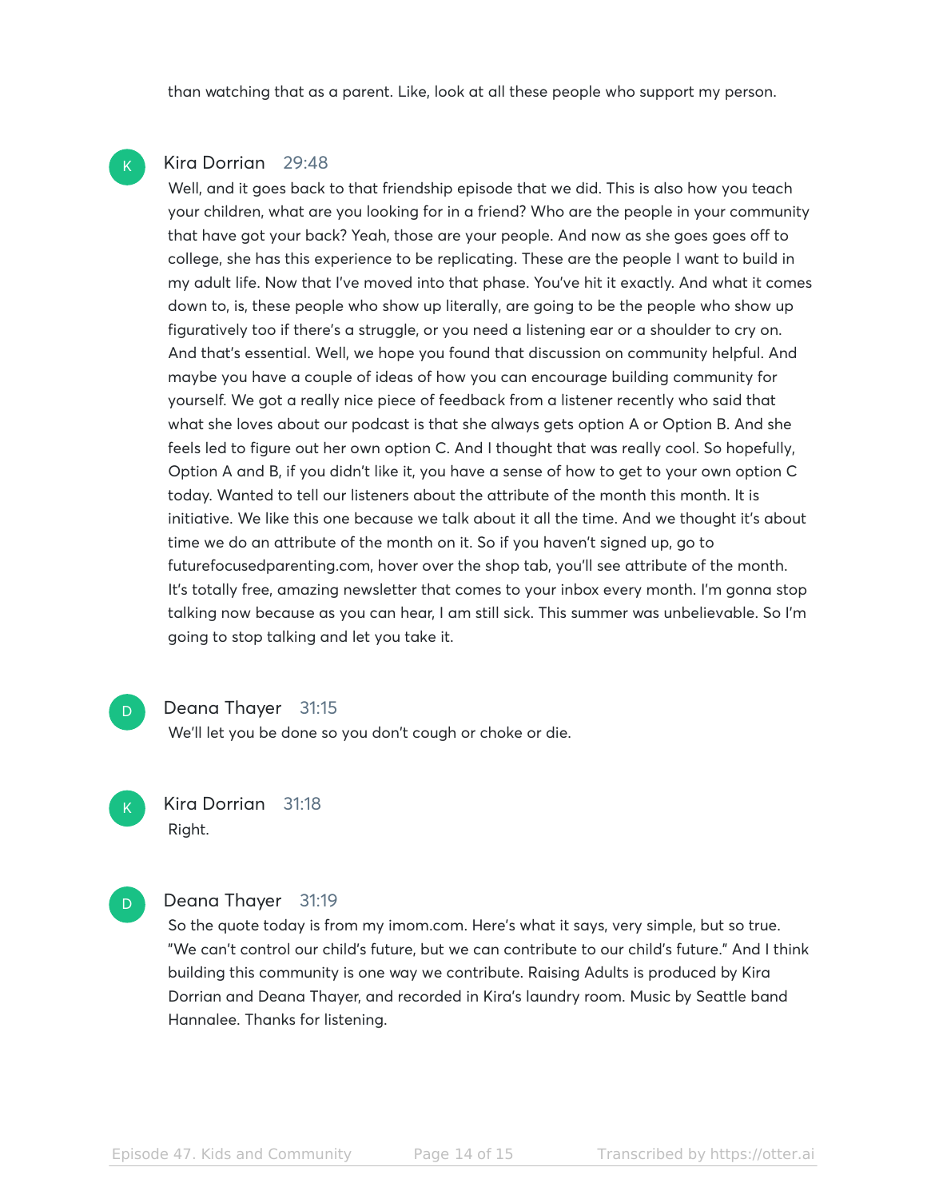than watching that as a parent. Like, look at all these people who support my person.

K

**Kira Dorrian** 29:48

Well, and it goes back to that friendship episode that we did. This is also how you teach your children, what are you looking for in a friend? Who are the people in your community that have got your back? Yeah, those are your people. And now as she goes goes off to college, she has this experience to be replicating. These are the people I want to build in my adult life. Now that I've moved into that phase. You've hit it exactly. And what it comes down to, is, these people who show up literally, are going to be the people who show up figuratively too if there's a struggle, or you need a listening ear or a shoulder to cry on. And that's essential. Well, we hope you found that discussion on community helpful. And maybe you have a couple of ideas of how you can encourage building community for yourself. We got a really nice piece of feedback from a listener recently who said that what she loves about our podcast is that she always gets option A or Option B. And she feels led to figure out her own option C. And I thought that was really cool. So hopefully, Option A and B, if you didn't like it, you have a sense of how to get to your own option C today. Wanted to tell our listeners about the attribute of the month this month. It is initiative. We like this one because we talk about it all the time. And we thought it's about time we do an attribute of the month on it. So if you haven't signed up, go to futurefocusedparenting.com, hover over the shop tab, you'll see attribute of the month. It's totally free, amazing newsletter that comes to your inbox every month. I'm gonna stop talking now because as you can hear, I am still sick. This summer was unbelievable. So I'm going to stop talking and let you take it.

D

**Deana Thayer** 31:15

We'll let you be done so you don't cough or choke or die.

K

**Kira Dorrian** 31:18

Right.

D

**Deana Thayer** 31:19

So the quote today is from my imom.com. Here's what it says, very simple, but so true. "We can't control our child's future, but we can contribute to our child's future." And I think building this community is one way we contribute. Raising Adults is produced by Kira Dorrian and Deana Thayer, and recorded in Kira's laundry room. Music by Seattle band Hannalee. Thanks for listening.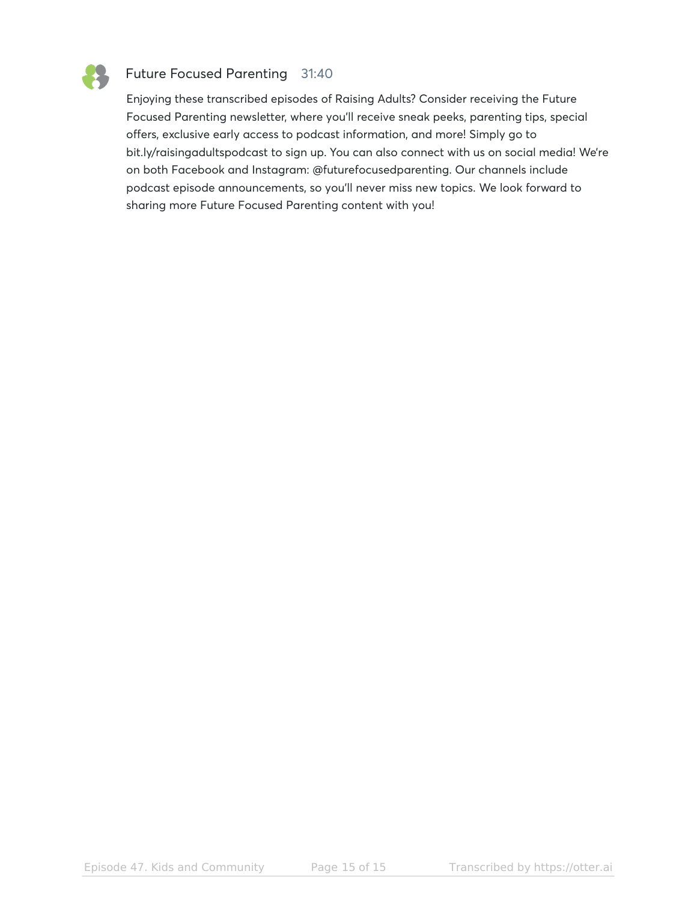Future Focused Parenting  31:40

Enjoying these transcribed episodes of Raising Adults? Consider receiving the Future Focused Parenting newsletter, where you'll receive sneak peeks, parenting tips, special offers, exclusive early access to podcast information, and more! Simply go to bit.ly/raisingadultspodcast to sign up. You can also connect with us on social media! We're on both Facebook and Instagram: @futurefocusedparenting. Our channels include podcast episode announcements, so you'll never miss new topics. We look forward to sharing more Future Focused Parenting content with you!